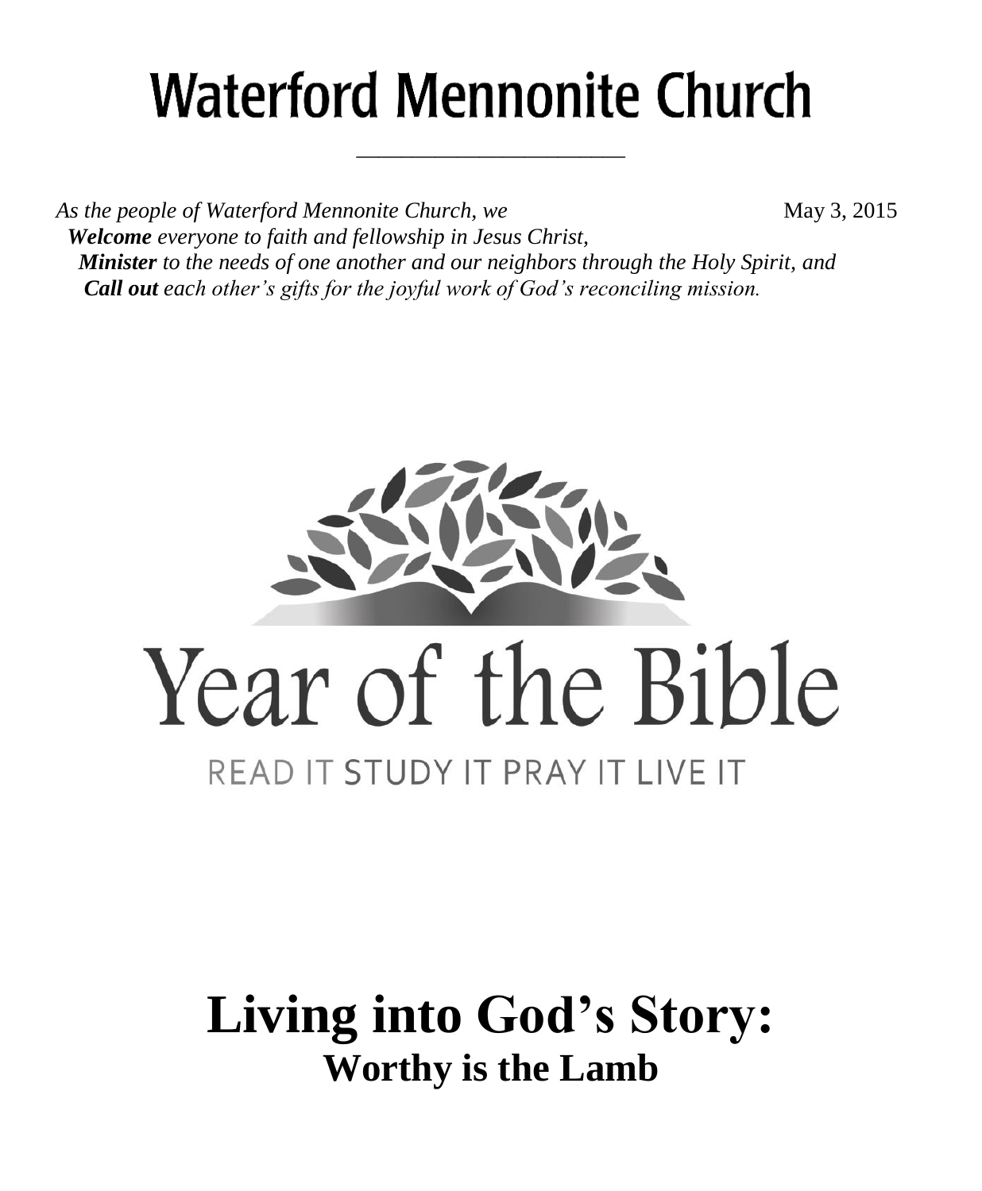# Waterford Mennonite Church

*As the people of Waterford Mennonite Church, we* May 3, 2015

***Welcome*** *everyone to faith and fellowship in Jesus Christ,*

***Minister*** *to the needs of one another and our neighbors through the Holy Spirit, and*

***Call out*** *each other's gifts for the joyful work of God's reconciling mission.*

Year of the Bible

READ IT STUDY IT PRAY IT LIVE IT

# Living into God's Story:

## Worthy is the Lamb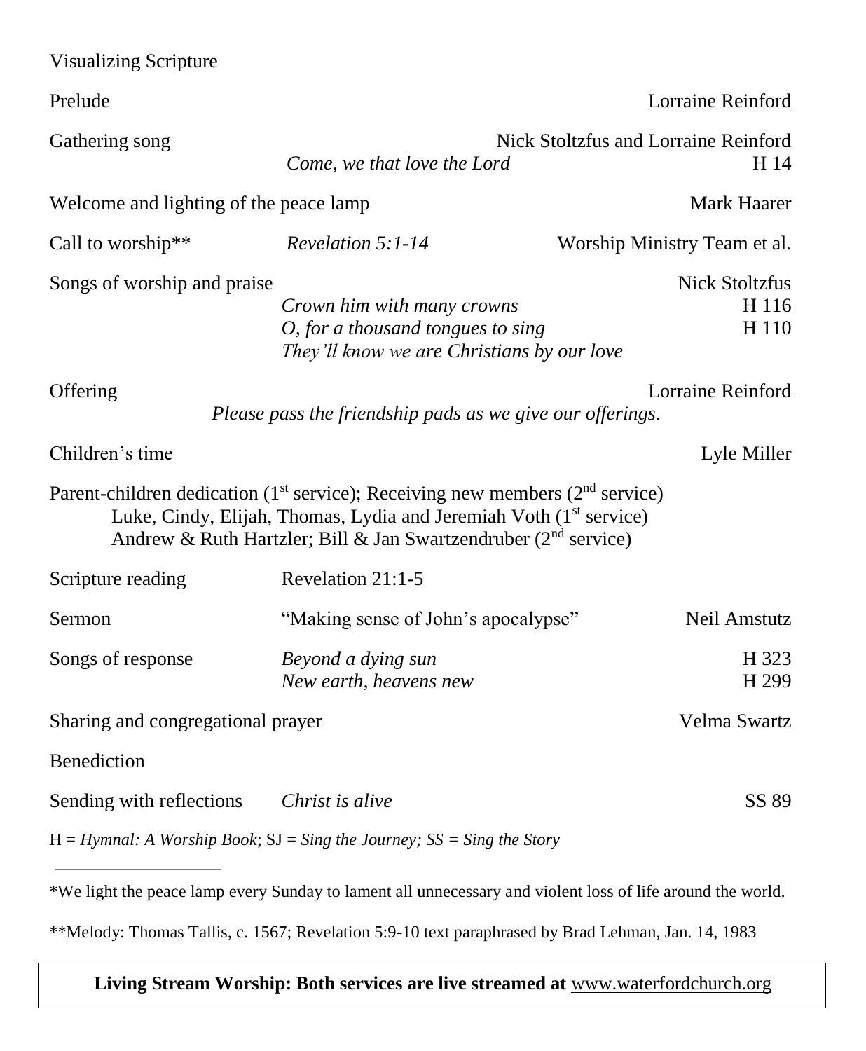Visualizing Scripture

| | | | |
|---|---|---|---|
| Prelude | | Lorraine Reinford | |
| Gathering song | *Come, we that love the Lord* | Nick Stoltzfus and Lorraine Reinford | H 14 |
| Welcome and lighting of the peace lamp | | Mark Haarer | |
| Call to worship** | *Revelation 5:1-14* | Worship Ministry Team et al. | |
| Songs of worship and praise | | Nick Stoltzfus | |
| | *Crown him with many crowns* | | H 116 |
| | *O, for a thousand tongues to sing* | | H 110 |
| | *They'll know we are Christians by our love* | | |
| Offering | | Lorraine Reinford | |
| | *Please pass the friendship pads as we give our offerings.* | | |
| Children's time | | Lyle Miller | |

Parent-children dedication (1st service); Receiving new members (2nd service)
Luke, Cindy, Elijah, Thomas, Lydia and Jeremiah Voth (1st service)
Andrew & Ruth Hartzler; Bill & Jan Swartzendruber (2nd service)

| | | | |
|---|---|---|---|
| Scripture reading | Revelation 21:1-5 | | |
| Sermon | "Making sense of John's apocalypse" | Neil Amstutz | |
| Songs of response | *Beyond a dying sun* | | H 323 |
| | *New earth, heavens new* | | H 299 |
| Sharing and congregational prayer | | Velma Swartz | |
| Benediction | | | |
| Sending with reflections | *Christ is alive* | | SS 89 |

H = *Hymnal: A Worship Book*; SJ = *Sing the Journey; SS = Sing the Story*

---

*We light the peace lamp every Sunday to lament all unnecessary and violent loss of life around the world.

**Melody: Thomas Tallis, c. 1567; Revelation 5:9-10 text paraphrased by Brad Lehman, Jan. 14, 1983

**Living Stream Worship: Both services are live streamed at** www.waterfordchurch.org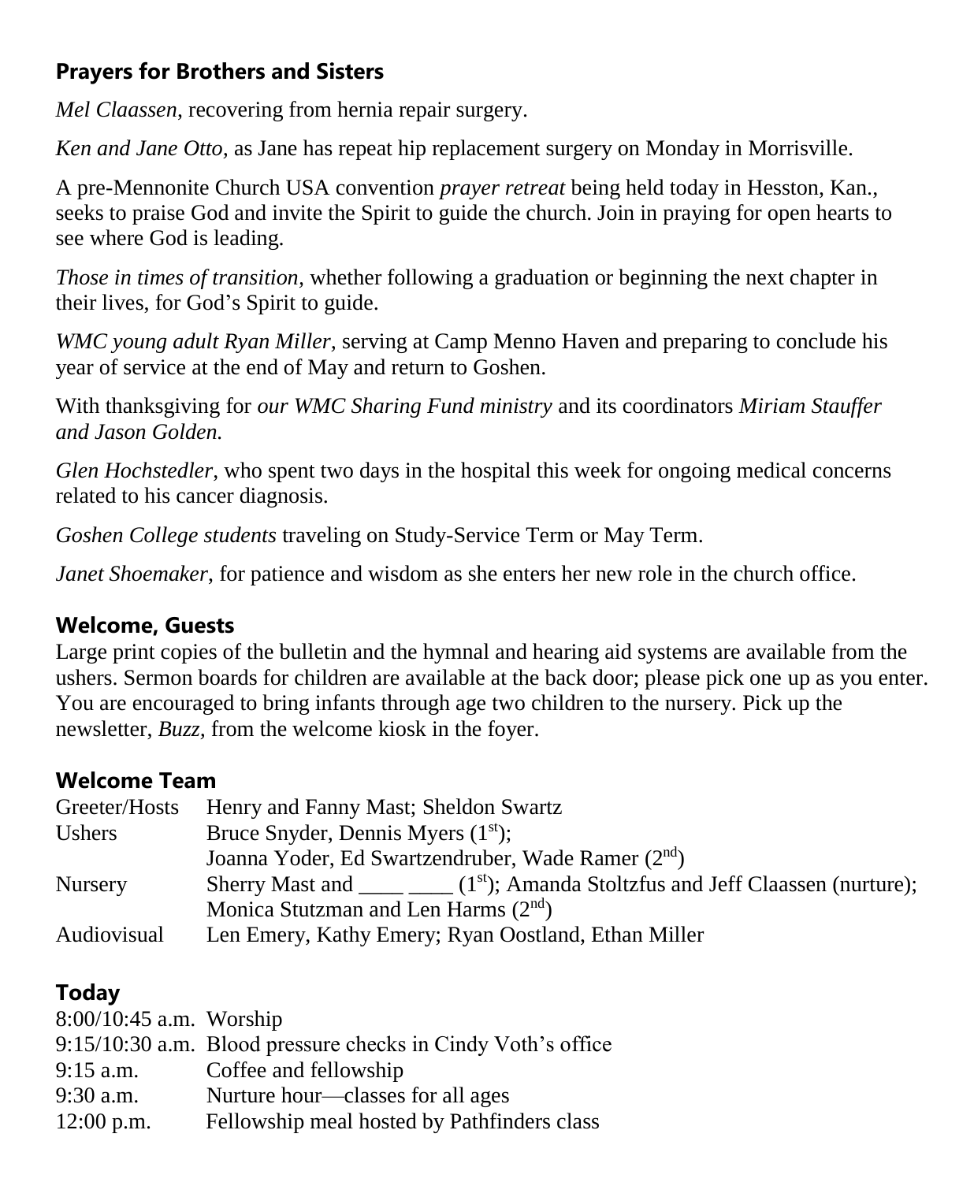## Prayers for Brothers and Sisters

*Mel Claassen*, recovering from hernia repair surgery.

*Ken and Jane Otto,* as Jane has repeat hip replacement surgery on Monday in Morrisville.

A pre-Mennonite Church USA convention *prayer retreat* being held today in Hesston, Kan., seeks to praise God and invite the Spirit to guide the church. Join in praying for open hearts to see where God is leading.

*Those in times of transition,* whether following a graduation or beginning the next chapter in their lives, for God's Spirit to guide.

*WMC young adult Ryan Miller*, serving at Camp Menno Haven and preparing to conclude his year of service at the end of May and return to Goshen.

With thanksgiving for *our WMC Sharing Fund ministry* and its coordinators *Miriam Stauffer and Jason Golden.*

*Glen Hochstedler*, who spent two days in the hospital this week for ongoing medical concerns related to his cancer diagnosis.

*Goshen College students* traveling on Study-Service Term or May Term.

*Janet Shoemaker*, for patience and wisdom as she enters her new role in the church office.

## Welcome, Guests

Large print copies of the bulletin and the hymnal and hearing aid systems are available from the ushers. Sermon boards for children are available at the back door; please pick one up as you enter. You are encouraged to bring infants through age two children to the nursery. Pick up the newsletter, *Buzz,* from the welcome kiosk in the foyer.

## Welcome Team

| | |
|---|---|
| Greeter/Hosts | Henry and Fanny Mast; Sheldon Swartz |
| Ushers | Bruce Snyder, Dennis Myers (1st); Joanna Yoder, Ed Swartzendruber, Wade Ramer (2nd) |
| Nursery | Sherry Mast and ____ ____ (1st); Amanda Stoltzfus and Jeff Claassen (nurture); Monica Stutzman and Len Harms (2nd) |
| Audiovisual | Len Emery, Kathy Emery; Ryan Oostland, Ethan Miller |

## Today

| | |
|---|---|
| 8:00/10:45 a.m. | Worship |
| 9:15/10:30 a.m. | Blood pressure checks in Cindy Voth's office |
| 9:15 a.m. | Coffee and fellowship |
| 9:30 a.m. | Nurture hour—classes for all ages |
| 12:00 p.m. | Fellowship meal hosted by Pathfinders class |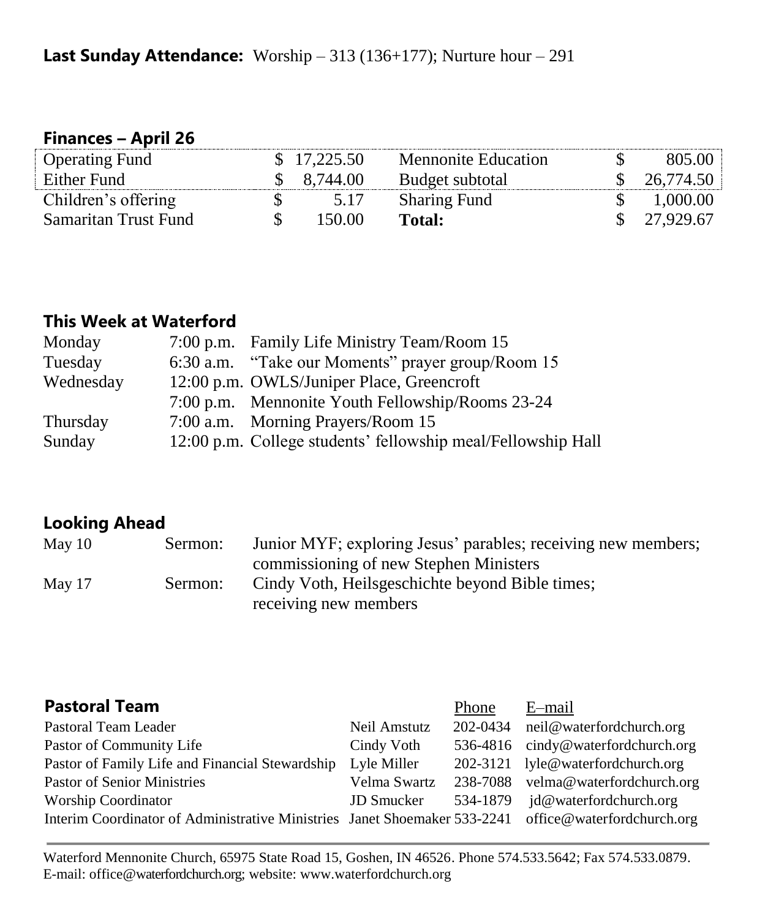**Last Sunday Attendance:** Worship – 313 (136+177); Nurture hour – 291

## Finances – April 26

| | | | |
|---|---|---|---|
| Operating Fund | $ 17,225.50 | Mennonite Education | $ 805.00 |
| Either Fund | $ 8,744.00 | Budget subtotal | $ 26,774.50 |
| Children's offering | $ 5.17 | Sharing Fund | $ 1,000.00 |
| Samaritan Trust Fund | $ 150.00 | **Total:** | $ 27,929.67 |

## This Week at Waterford

| | | |
|---|---|---|
| Monday | 7:00 p.m. | Family Life Ministry Team/Room 15 |
| Tuesday | 6:30 a.m. | "Take our Moments" prayer group/Room 15 |
| Wednesday | 12:00 p.m. | OWLS/Juniper Place, Greencroft |
| | 7:00 p.m. | Mennonite Youth Fellowship/Rooms 23-24 |
| Thursday | 7:00 a.m. | Morning Prayers/Room 15 |
| Sunday | 12:00 p.m. | College students' fellowship meal/Fellowship Hall |

## Looking Ahead

| | | |
|---|---|---|
| May 10 | Sermon: | Junior MYF; exploring Jesus' parables; receiving new members; commissioning of new Stephen Ministers |
| May 17 | Sermon: | Cindy Voth, Heilsgeschichte beyond Bible times; receiving new members |

## Pastoral Team

| | | Phone | E–mail |
|---|---|---|---|
| Pastoral Team Leader | Neil Amstutz | 202-0434 | neil@waterfordchurch.org |
| Pastor of Community Life | Cindy Voth | 536-4816 | cindy@waterfordchurch.org |
| Pastor of Family Life and Financial Stewardship | Lyle Miller | 202-3121 | lyle@waterfordchurch.org |
| Pastor of Senior Ministries | Velma Swartz | 238-7088 | velma@waterfordchurch.org |
| Worship Coordinator | JD Smucker | 534-1879 | jd@waterfordchurch.org |
| Interim Coordinator of Administrative Ministries | Janet Shoemaker | 533-2241 | office@waterfordchurch.org |

---

Waterford Mennonite Church, 65975 State Road 15, Goshen, IN 46526. Phone 574.533.5642; Fax 574.533.0879. E-mail: office@waterfordchurch.org; website: www.waterfordchurch.org